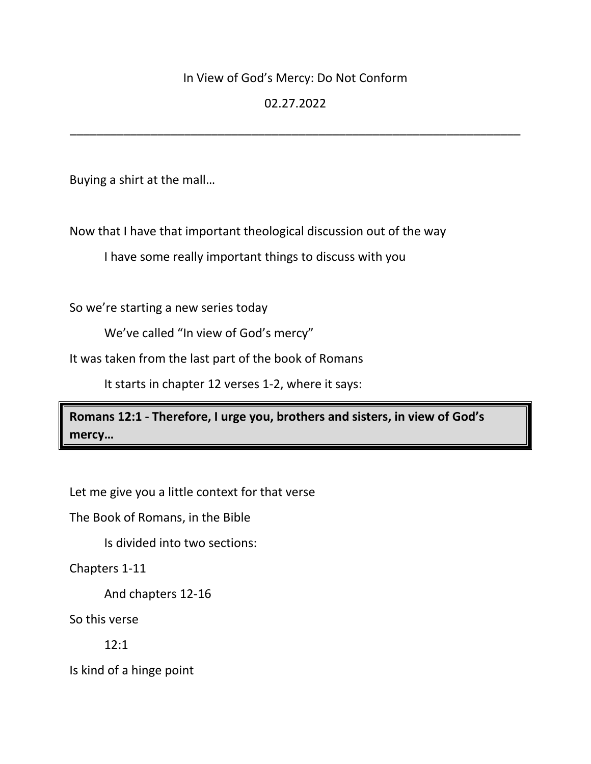In View of God's Mercy: Do Not Conform

02.27.2022

---

Buying a shirt at the mall…

Now that I have that important theological discussion out of the way

    I have some really important things to discuss with you

So we're starting a new series today

    We've called "In view of God's mercy"

It was taken from the last part of the book of Romans

    It starts in chapter 12 verses 1-2, where it says:

> **Romans 12:1 - Therefore, I urge you, brothers and sisters, in view of God's mercy…**

Let me give you a little context for that verse

The Book of Romans, in the Bible

    Is divided into two sections:

Chapters 1-11

    And chapters 12-16

So this verse

    12:1

Is kind of a hinge point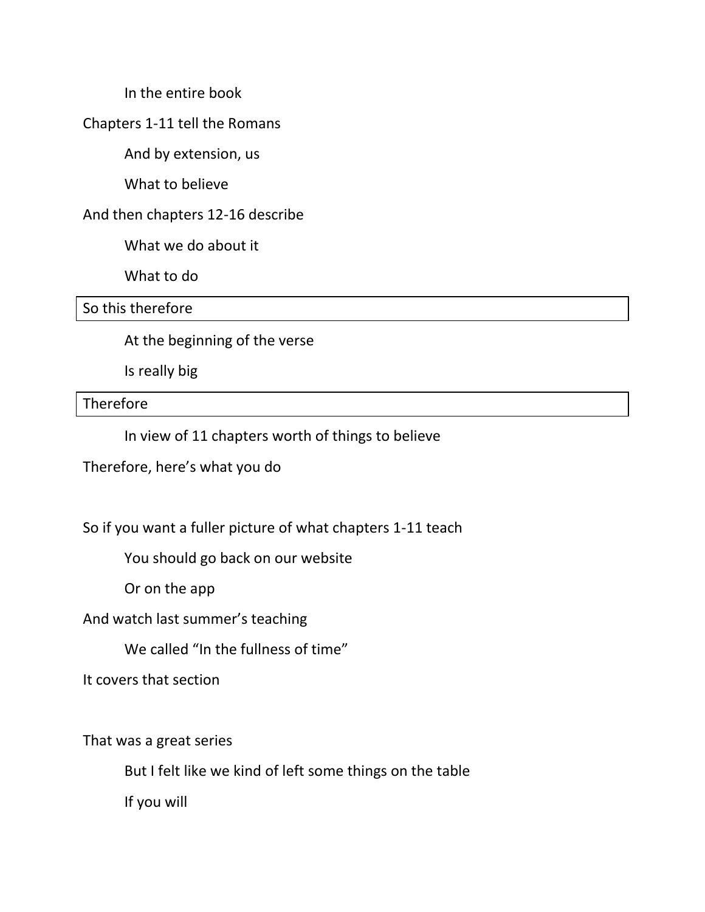In the entire book

Chapters 1-11 tell the Romans

And by extension, us

What to believe

And then chapters 12-16 describe

What we do about it

What to do

So this therefore

At the beginning of the verse

Is really big

Therefore

In view of 11 chapters worth of things to believe

Therefore, here's what you do

So if you want a fuller picture of what chapters 1-11 teach

You should go back on our website

Or on the app

And watch last summer's teaching

We called "In the fullness of time"

It covers that section

That was a great series

But I felt like we kind of left some things on the table

If you will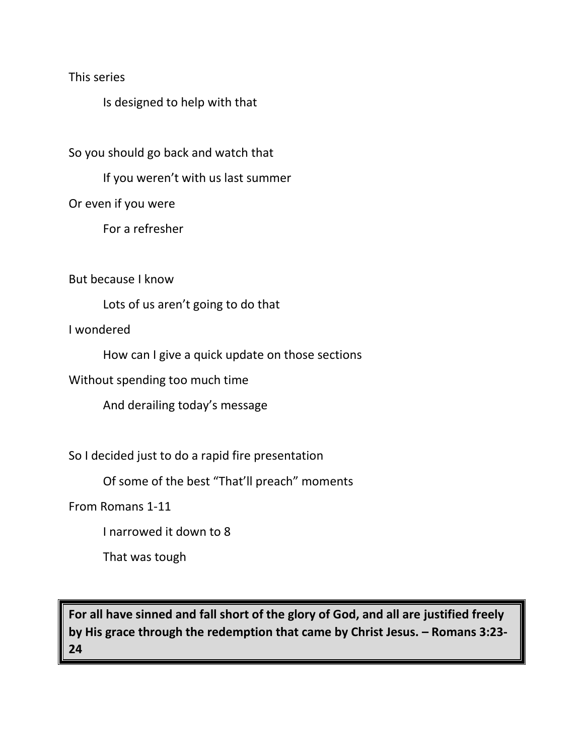This series

Is designed to help with that

So you should go back and watch that

If you weren’t with us last summer

Or even if you were

For a refresher

But because I know

Lots of us aren’t going to do that

I wondered

How can I give a quick update on those sections

Without spending too much time

And derailing today’s message

So I decided just to do a rapid fire presentation

Of some of the best “That’ll preach” moments

From Romans 1-11

I narrowed it down to 8

That was tough

**For all have sinned and fall short of the glory of God, and all are justified freely by His grace through the redemption that came by Christ Jesus. – Romans 3:23-24**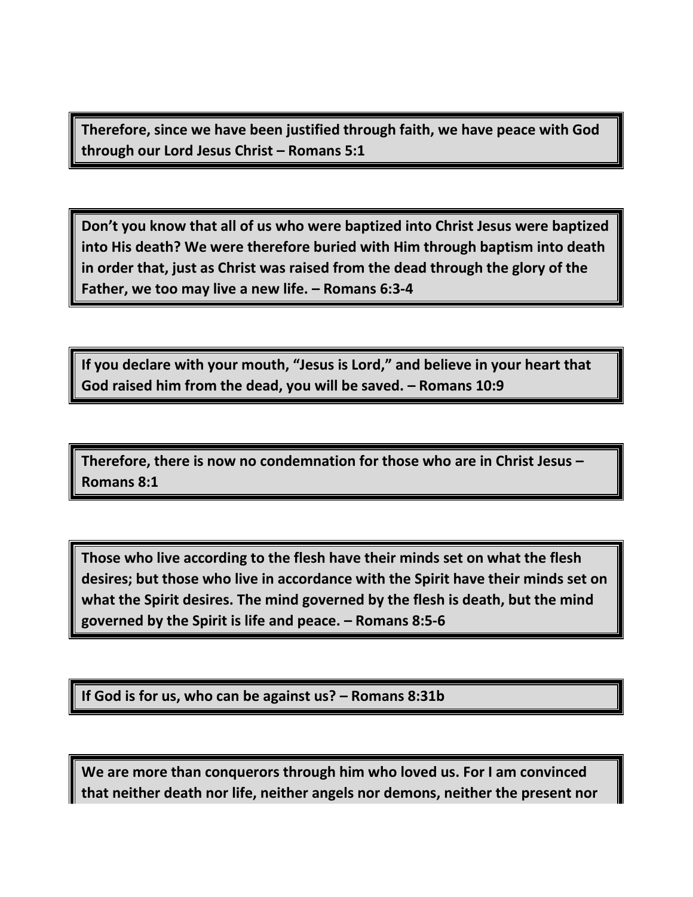**Therefore, since we have been justified through faith, we have peace with God through our Lord Jesus Christ – Romans 5:1**

**Don't you know that all of us who were baptized into Christ Jesus were baptized into His death? We were therefore buried with Him through baptism into death in order that, just as Christ was raised from the dead through the glory of the Father, we too may live a new life. – Romans 6:3-4**

**If you declare with your mouth, "Jesus is Lord," and believe in your heart that God raised him from the dead, you will be saved. – Romans 10:9**

**Therefore, there is now no condemnation for those who are in Christ Jesus – Romans 8:1**

**Those who live according to the flesh have their minds set on what the flesh desires; but those who live in accordance with the Spirit have their minds set on what the Spirit desires. The mind governed by the flesh is death, but the mind governed by the Spirit is life and peace. – Romans 8:5-6**

**If God is for us, who can be against us? – Romans 8:31b**

**We are more than conquerors through him who loved us. For I am convinced that neither death nor life, neither angels nor demons, neither the present nor**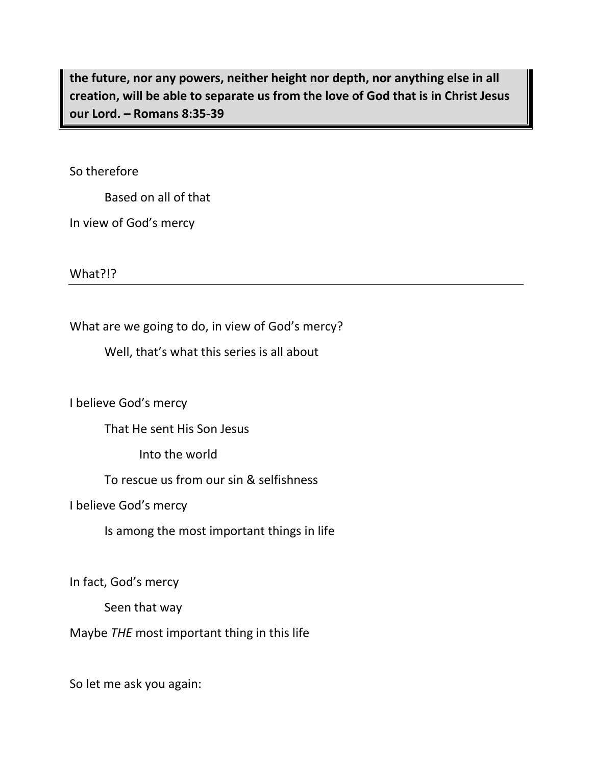> **the future, nor any powers, neither height nor depth, nor anything else in all creation, will be able to separate us from the love of God that is in Christ Jesus our Lord. – Romans 8:35-39**

So therefore

Based on all of that

In view of God's mercy

What?!?

---

What are we going to do, in view of God's mercy?

Well, that's what this series is all about

I believe God's mercy

That He sent His Son Jesus

Into the world

To rescue us from our sin & selfishness

I believe God's mercy

Is among the most important things in life

In fact, God's mercy

Seen that way

Maybe *THE* most important thing in this life

So let me ask you again: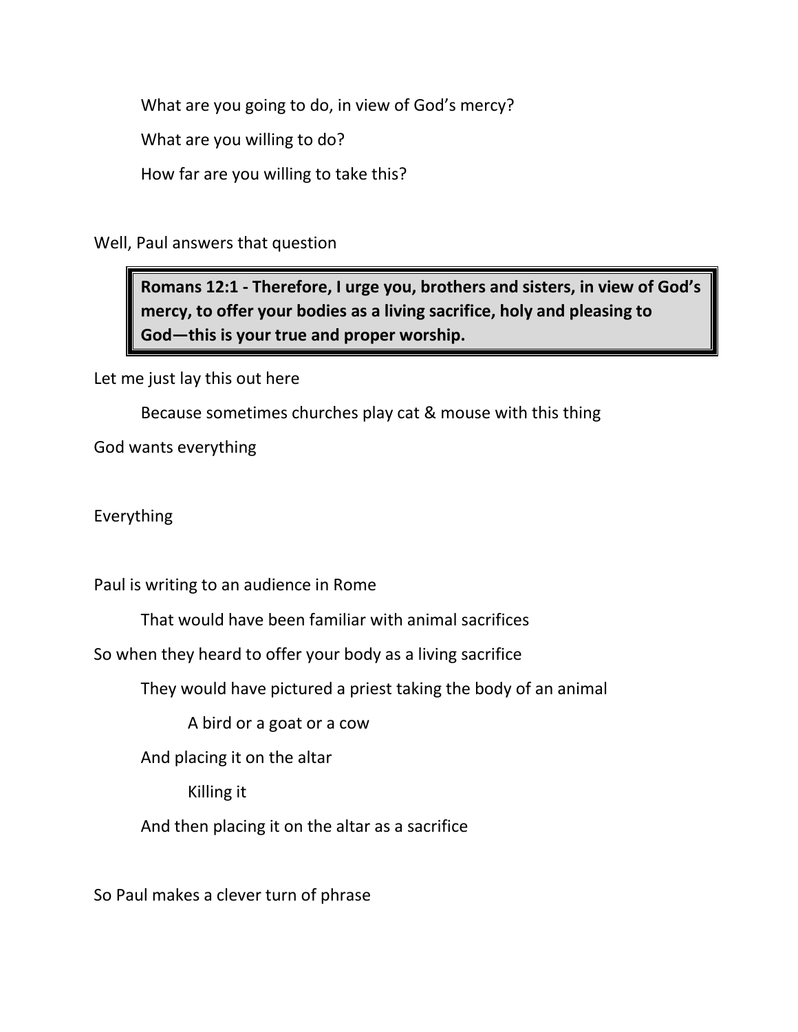What are you going to do, in view of God's mercy?

What are you willing to do?

How far are you willing to take this?

Well, Paul answers that question

> **Romans 12:1 - Therefore, I urge you, brothers and sisters, in view of God's mercy, to offer your bodies as a living sacrifice, holy and pleasing to God—this is your true and proper worship.**

Let me just lay this out here

Because sometimes churches play cat & mouse with this thing

God wants everything

Everything

Paul is writing to an audience in Rome

That would have been familiar with animal sacrifices

So when they heard to offer your body as a living sacrifice

They would have pictured a priest taking the body of an animal

A bird or a goat or a cow

And placing it on the altar

Killing it

And then placing it on the altar as a sacrifice

So Paul makes a clever turn of phrase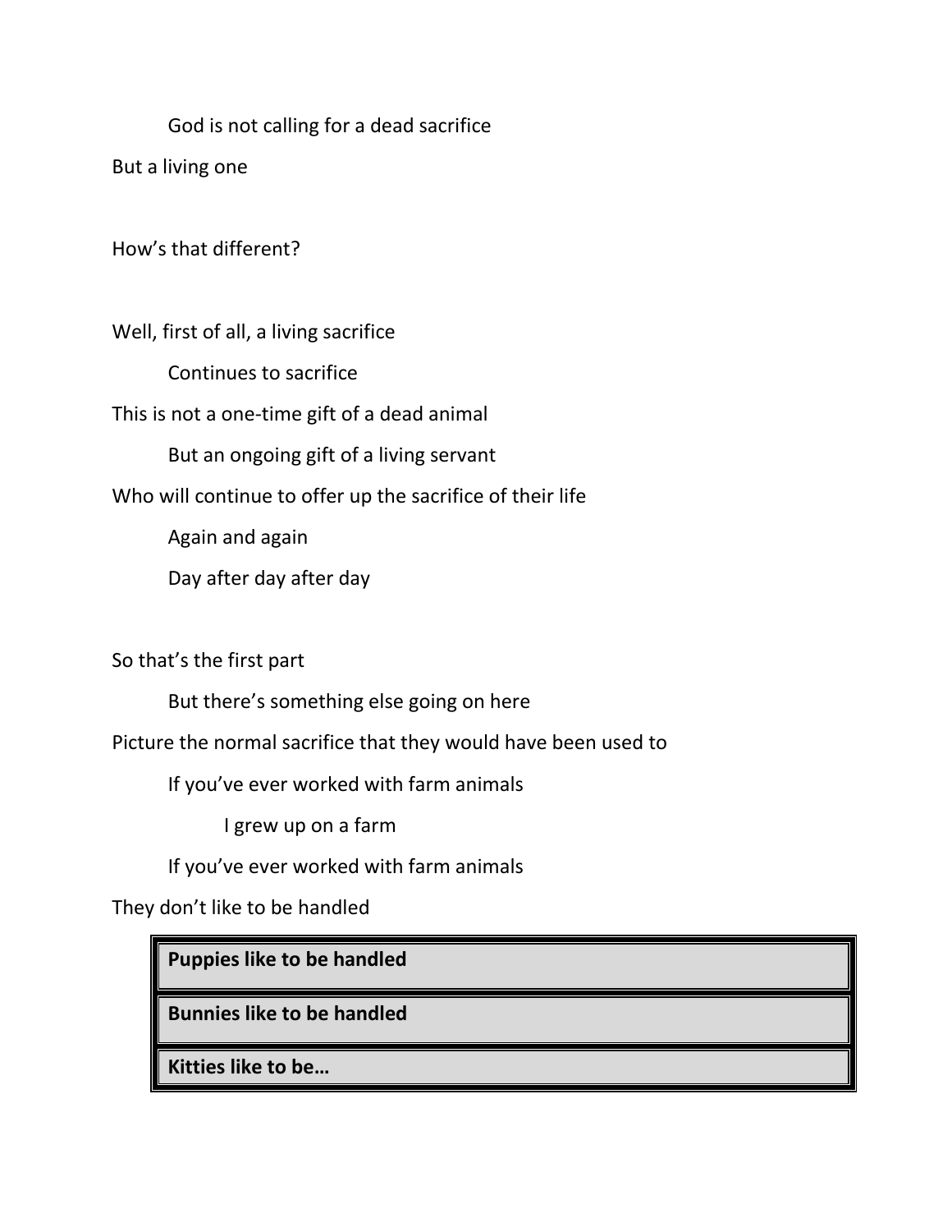God is not calling for a dead sacrifice

But a living one

How's that different?

Well, first of all, a living sacrifice

Continues to sacrifice

This is not a one-time gift of a dead animal

But an ongoing gift of a living servant

Who will continue to offer up the sacrifice of their life

Again and again

Day after day after day

So that's the first part

But there's something else going on here

Picture the normal sacrifice that they would have been used to

If you've ever worked with farm animals

I grew up on a farm

If you've ever worked with farm animals

They don't like to be handled

| **Puppies like to be handled** |
|---|
| **Bunnies like to be handled** |
| **Kitties like to be…** |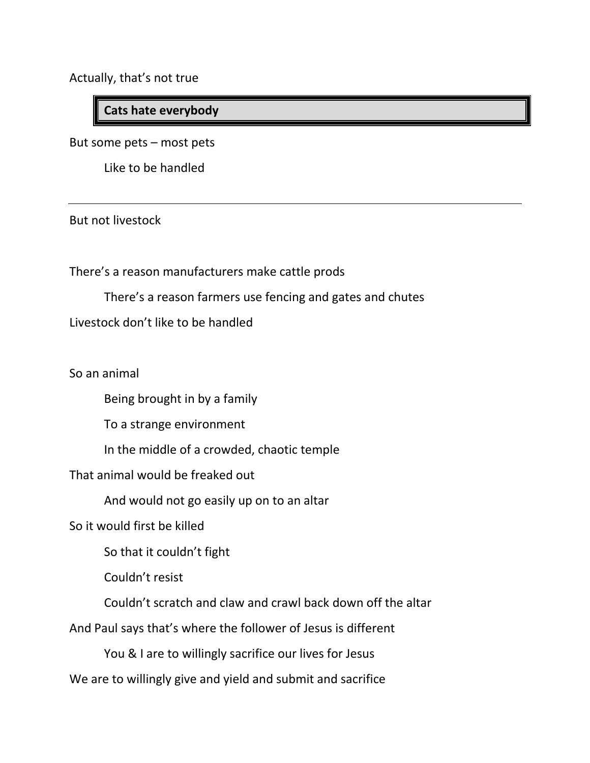Actually, that's not true

> **Cats hate everybody**

But some pets – most pets

Like to be handled

---

But not livestock

There's a reason manufacturers make cattle prods

There's a reason farmers use fencing and gates and chutes

Livestock don't like to be handled

So an animal

Being brought in by a family

To a strange environment

In the middle of a crowded, chaotic temple

That animal would be freaked out

And would not go easily up on to an altar

So it would first be killed

So that it couldn't fight

Couldn't resist

Couldn't scratch and claw and crawl back down off the altar

And Paul says that's where the follower of Jesus is different

You & I are to willingly sacrifice our lives for Jesus

We are to willingly give and yield and submit and sacrifice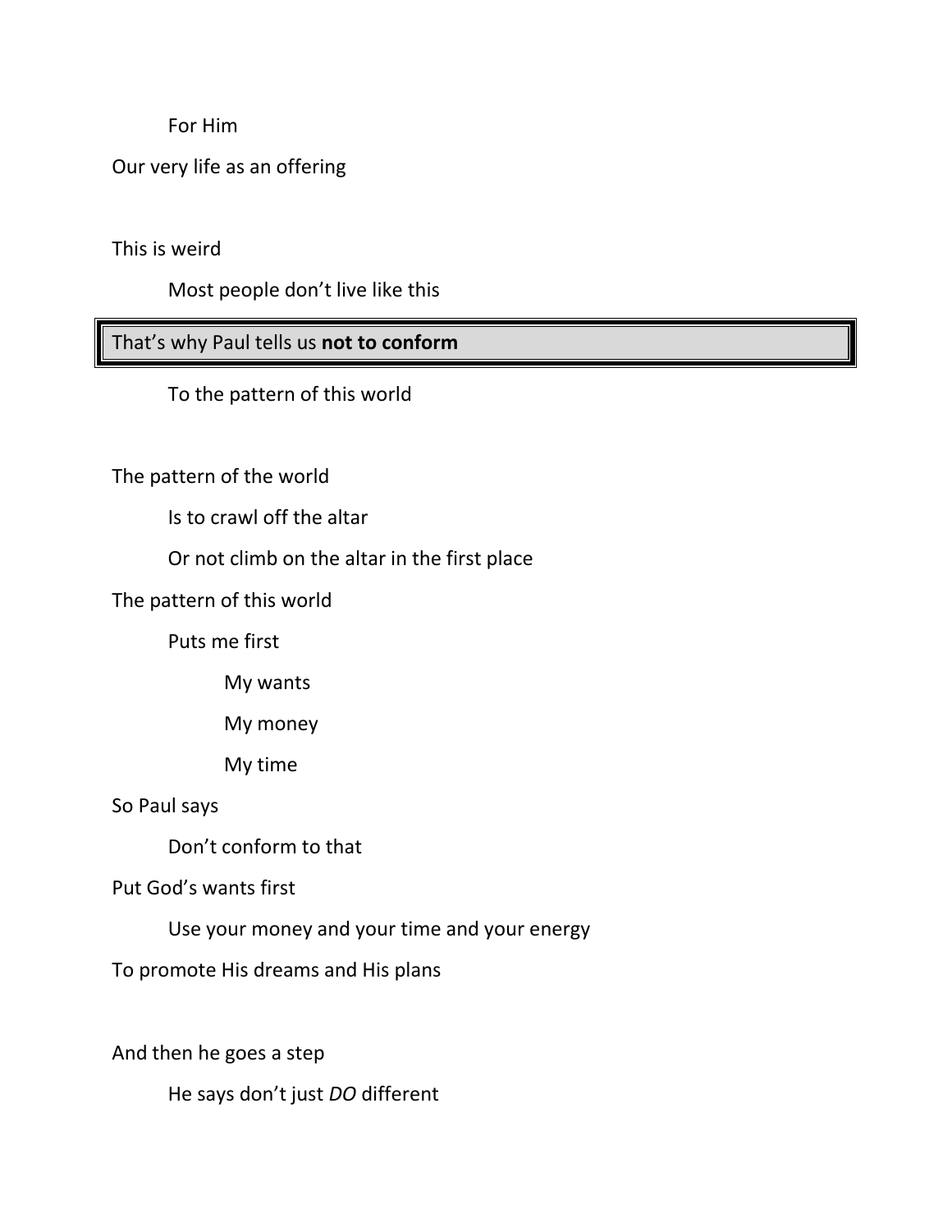For Him

Our very life as an offering

This is weird

Most people don't live like this

That's why Paul tells us **not to conform**

To the pattern of this world

The pattern of the world

Is to crawl off the altar

Or not climb on the altar in the first place

The pattern of this world

Puts me first

My wants

My money

My time

So Paul says

Don't conform to that

Put God's wants first

Use your money and your time and your energy

To promote His dreams and His plans

And then he goes a step

He says don't just *DO* different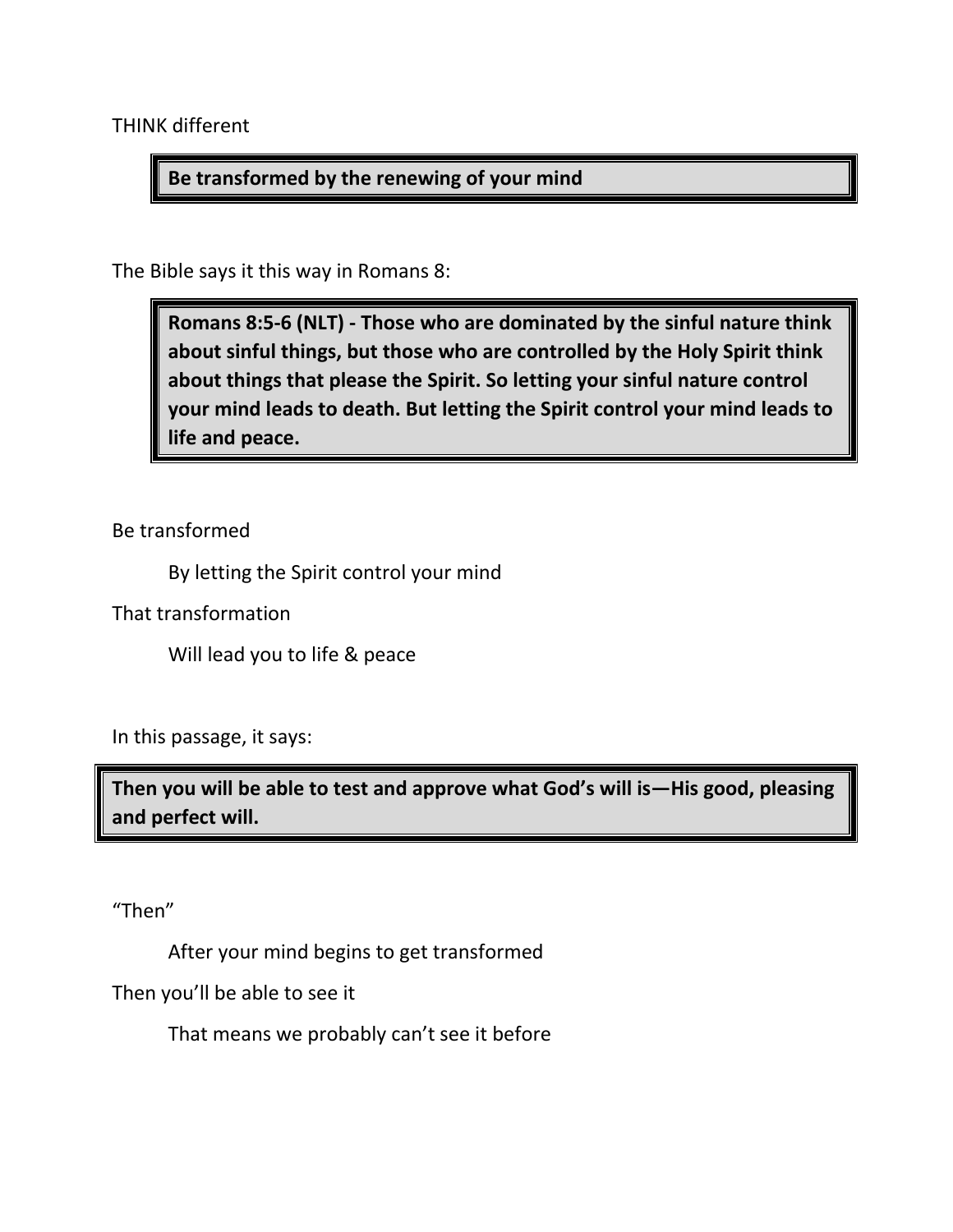THINK different

> **Be transformed by the renewing of your mind**

The Bible says it this way in Romans 8:

> **Romans 8:5-6 (NLT) - Those who are dominated by the sinful nature think about sinful things, but those who are controlled by the Holy Spirit think about things that please the Spirit. So letting your sinful nature control your mind leads to death. But letting the Spirit control your mind leads to life and peace.**

Be transformed

    By letting the Spirit control your mind

That transformation

    Will lead you to life & peace

In this passage, it says:

> **Then you will be able to test and approve what God's will is—His good, pleasing and perfect will.**

"Then"

    After your mind begins to get transformed

Then you'll be able to see it

    That means we probably can't see it before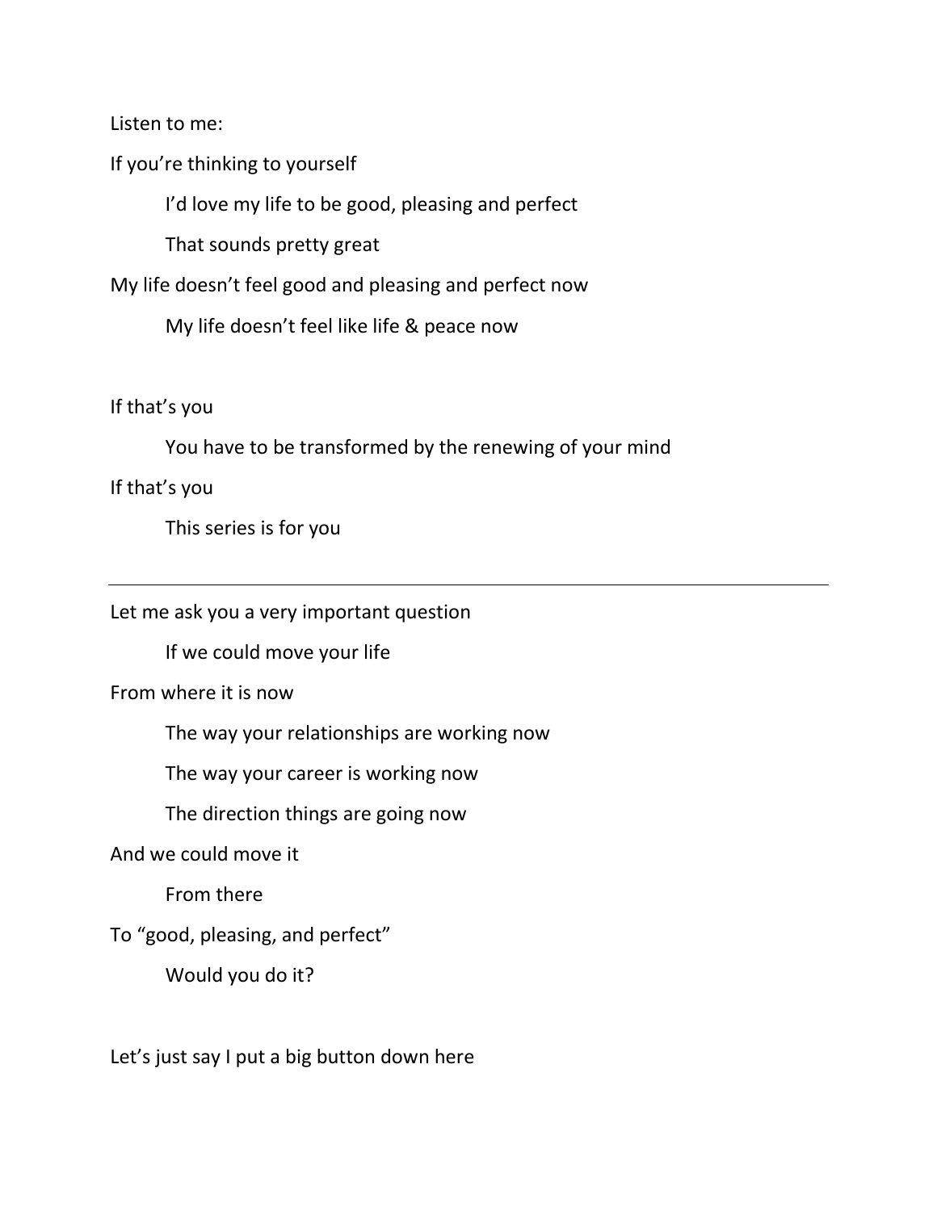Listen to me:

If you're thinking to yourself

> I'd love my life to be good, pleasing and perfect
>
> That sounds pretty great

My life doesn't feel good and pleasing and perfect now

> My life doesn't feel like life & peace now

If that's you

> You have to be transformed by the renewing of your mind

If that's you

> This series is for you

---

Let me ask you a very important question

> If we could move your life

From where it is now

> The way your relationships are working now
>
> The way your career is working now
>
> The direction things are going now

And we could move it

> From there

To "good, pleasing, and perfect"

> Would you do it?

Let's just say I put a big button down here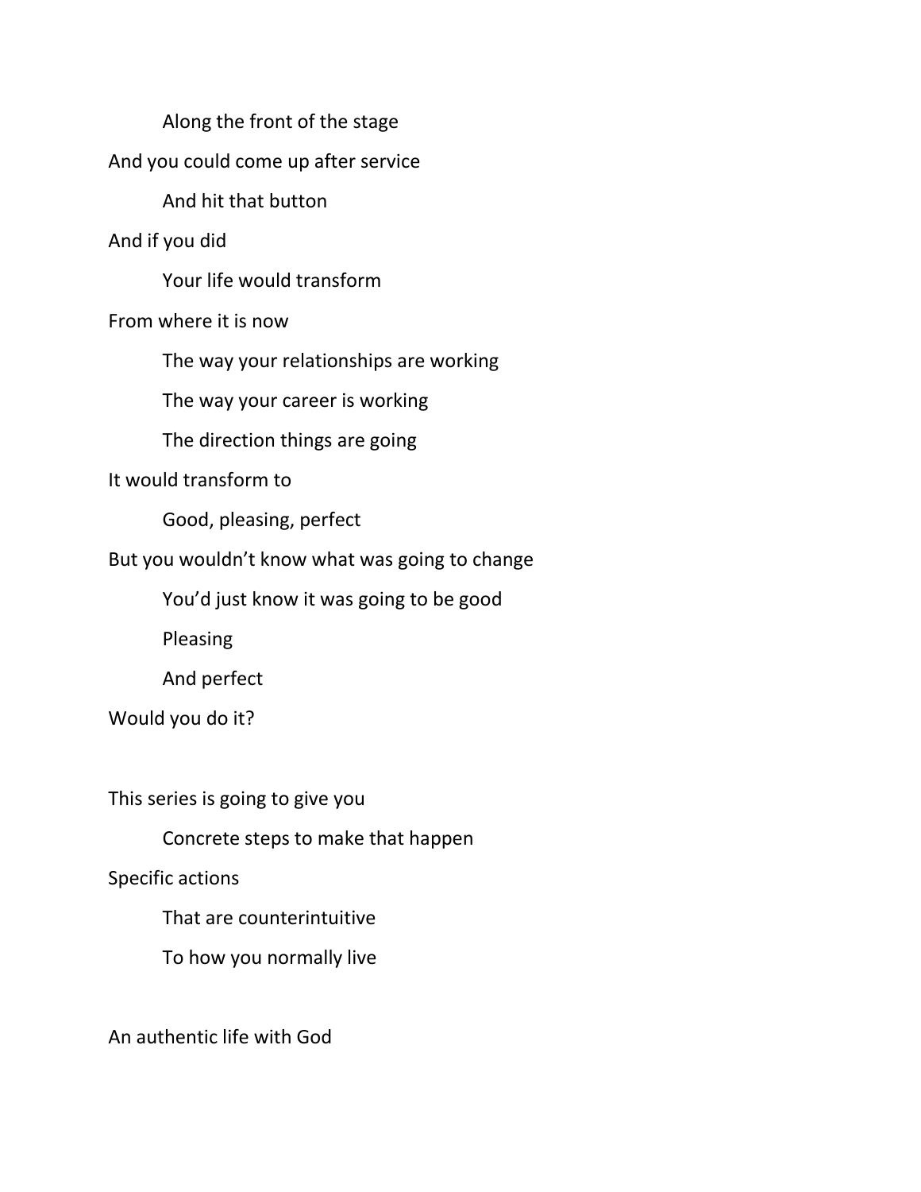Along the front of the stage

And you could come up after service

And hit that button

And if you did

Your life would transform

From where it is now

The way your relationships are working

The way your career is working

The direction things are going

It would transform to

Good, pleasing, perfect

But you wouldn't know what was going to change

You'd just know it was going to be good

Pleasing

And perfect

Would you do it?

This series is going to give you

Concrete steps to make that happen

Specific actions

That are counterintuitive

To how you normally live

An authentic life with God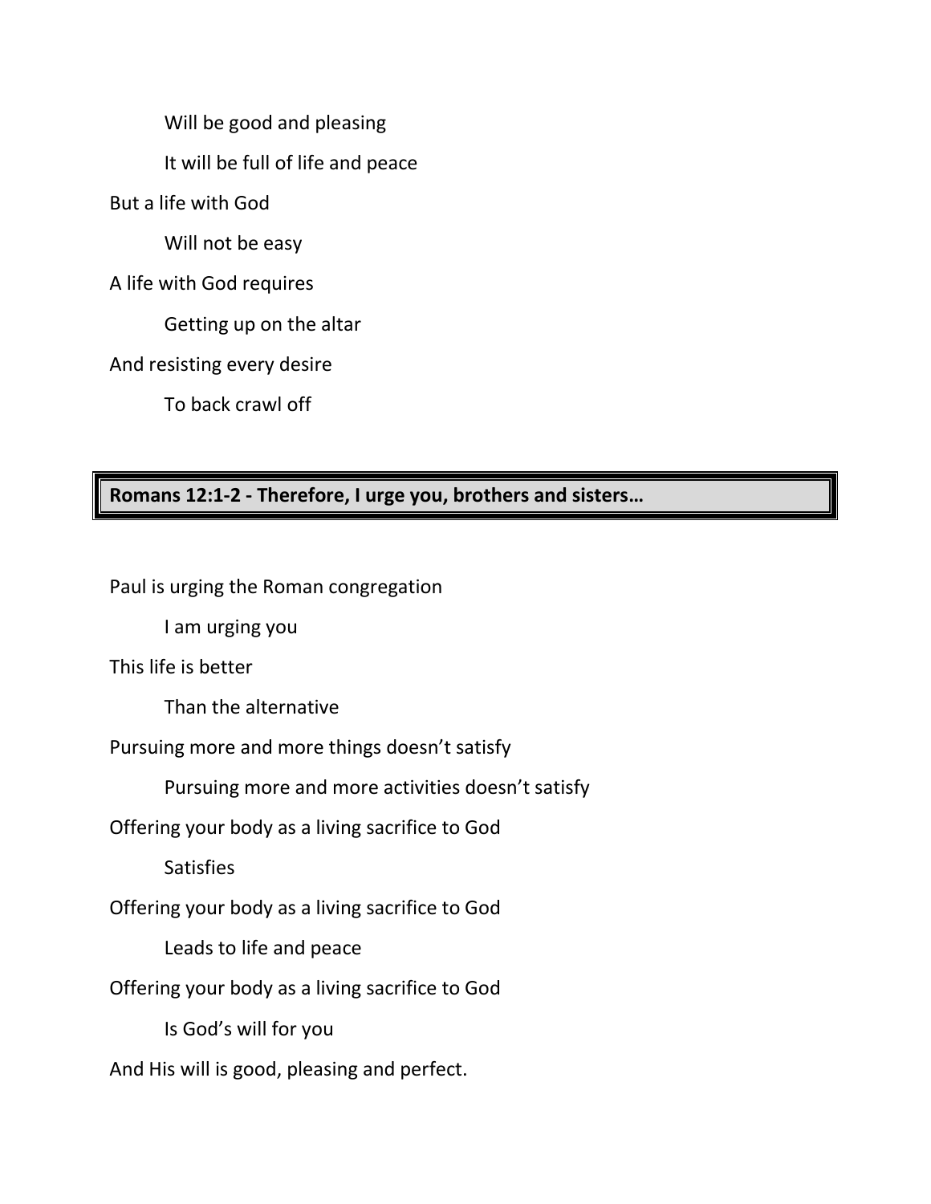Will be good and pleasing

It will be full of life and peace

But a life with God

Will not be easy

A life with God requires

Getting up on the altar

And resisting every desire

To back crawl off

**Romans 12:1-2 - Therefore, I urge you, brothers and sisters…**

Paul is urging the Roman congregation

I am urging you

This life is better

Than the alternative

Pursuing more and more things doesn't satisfy

Pursuing more and more activities doesn't satisfy

Offering your body as a living sacrifice to God

Satisfies

Offering your body as a living sacrifice to God

Leads to life and peace

Offering your body as a living sacrifice to God

Is God's will for you

And His will is good, pleasing and perfect.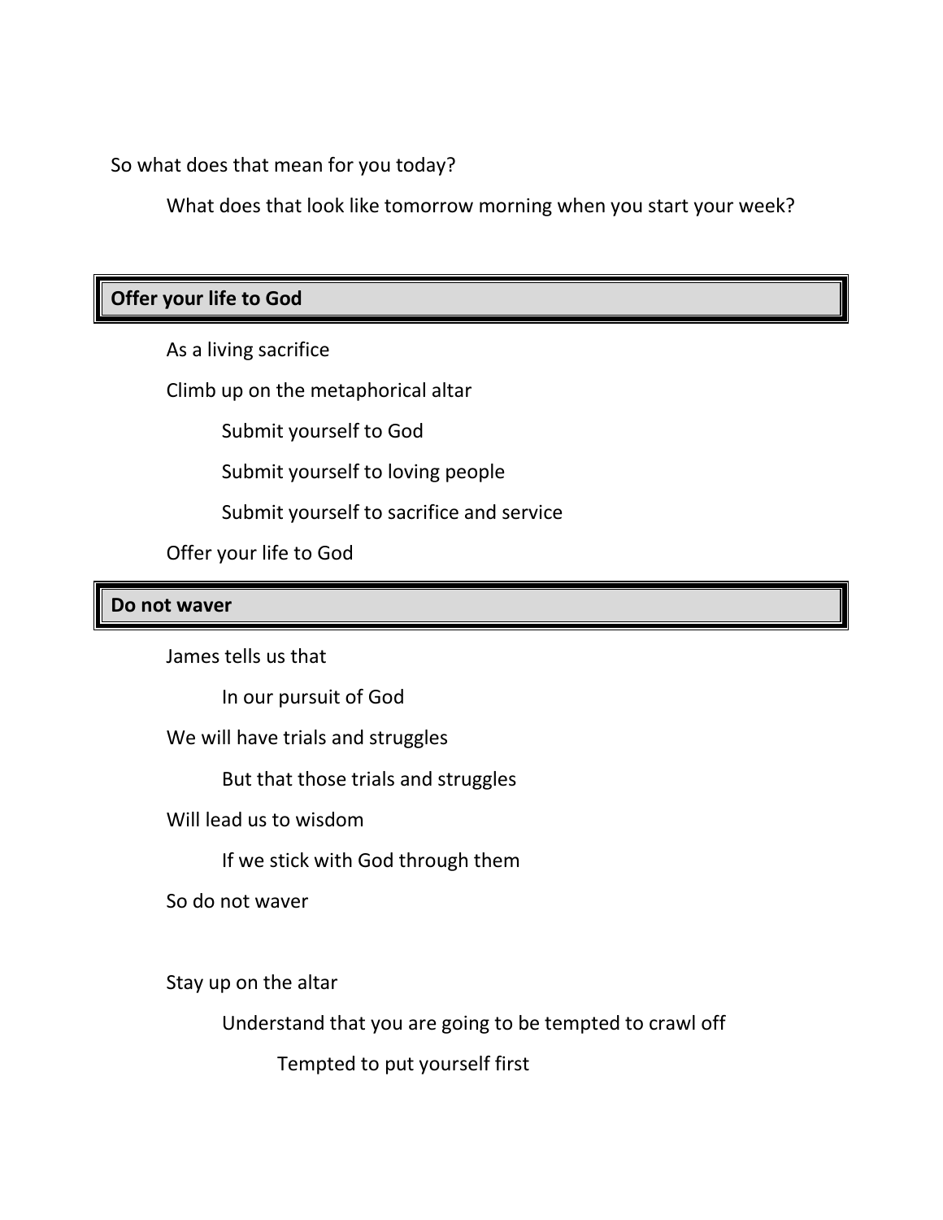So what does that mean for you today?

What does that look like tomorrow morning when you start your week?

## Offer your life to God

As a living sacrifice

Climb up on the metaphorical altar

Submit yourself to God

Submit yourself to loving people

Submit yourself to sacrifice and service

Offer your life to God

## Do not waver

James tells us that

In our pursuit of God

We will have trials and struggles

But that those trials and struggles

Will lead us to wisdom

If we stick with God through them

So do not waver

Stay up on the altar

Understand that you are going to be tempted to crawl off

Tempted to put yourself first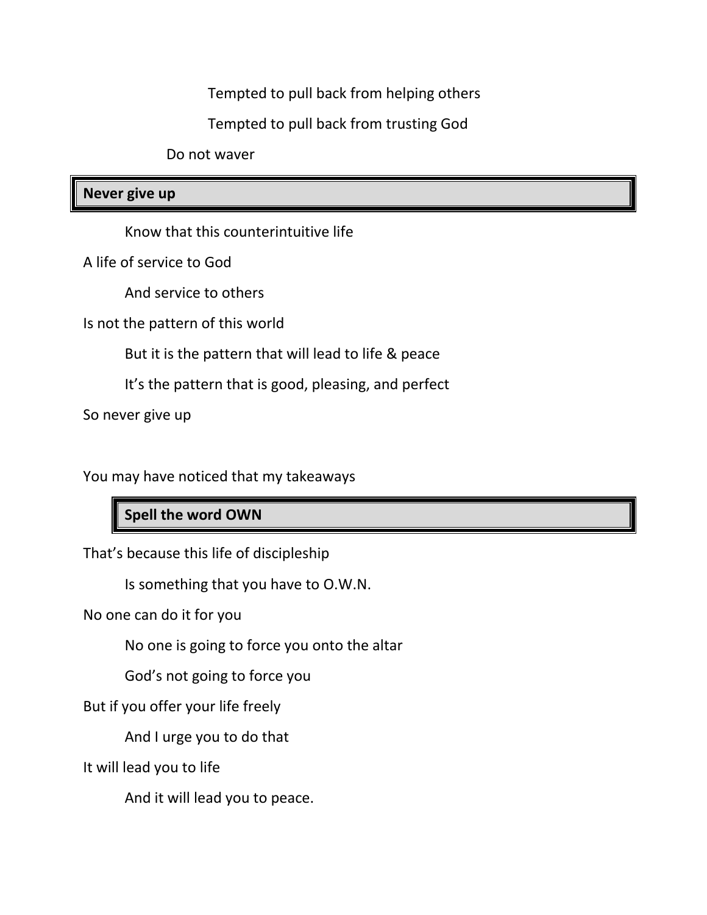Tempted to pull back from helping others

Tempted to pull back from trusting God

Do not waver

**Never give up**

Know that this counterintuitive life

A life of service to God

And service to others

Is not the pattern of this world

But it is the pattern that will lead to life & peace

It's the pattern that is good, pleasing, and perfect

So never give up

You may have noticed that my takeaways

**Spell the word OWN**

That's because this life of discipleship

Is something that you have to O.W.N.

No one can do it for you

No one is going to force you onto the altar

God's not going to force you

But if you offer your life freely

And I urge you to do that

It will lead you to life

And it will lead you to peace.